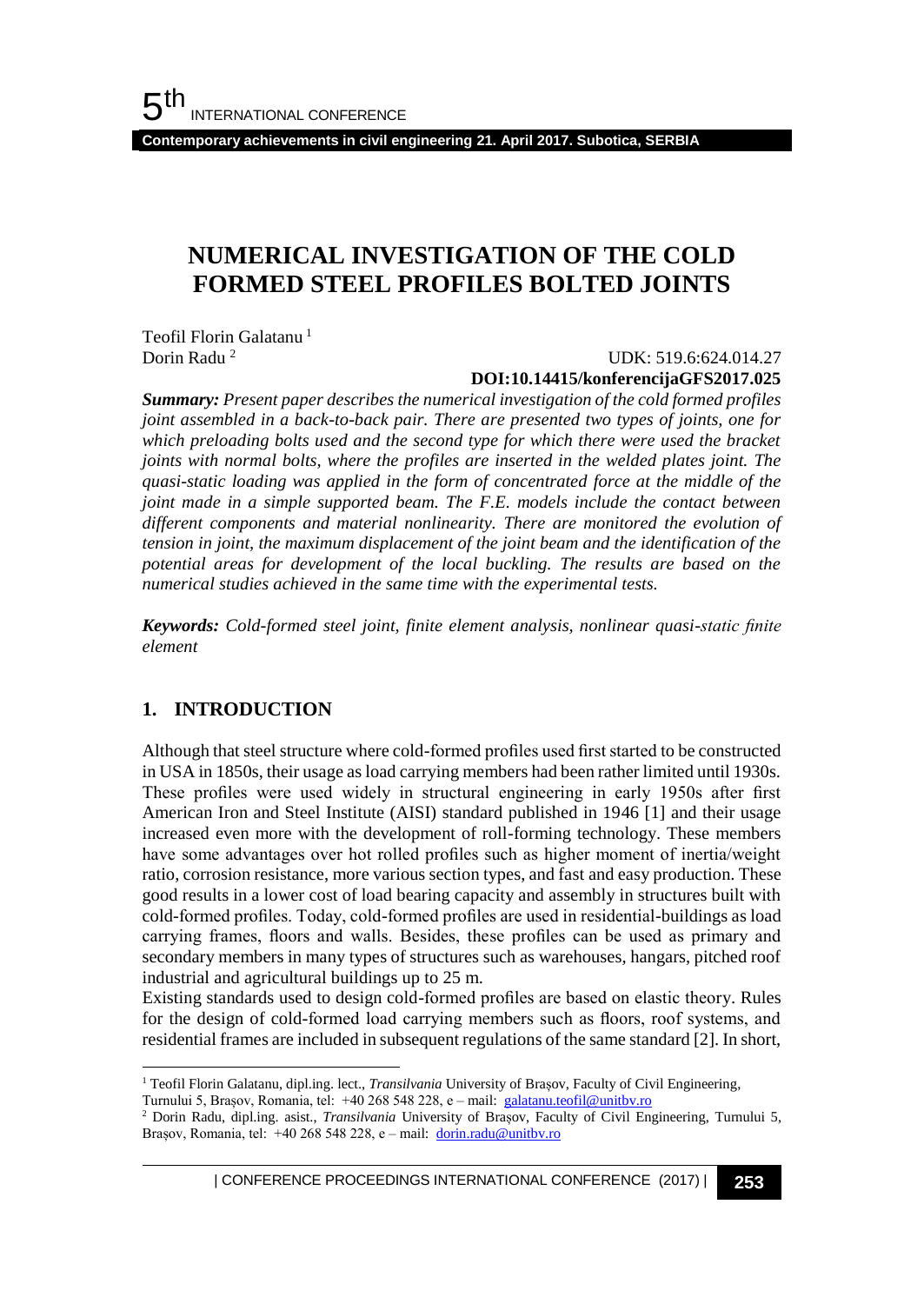# NUMERICAL INVESTIGATION OF THE COLD FORMED STEEL PROFILES BOLTED JOINTS

Teofil Florin Galatanu [1]
Dorin Radu [2]

UDK: 519.6:624.014.27
**DOI:10.14415/konferencijaGFS2017.025**

***Summary:*** *Present paper describes the numerical investigation of the cold formed profiles joint assembled in a back-to-back pair. There are presented two types of joints, one for which preloading bolts used and the second type for which there were used the bracket joints with normal bolts, where the profiles are inserted in the welded plates joint. The quasi-static loading was applied in the form of concentrated force at the middle of the joint made in a simple supported beam. The F.E. models include the contact between different components and material nonlinearity. There are monitored the evolution of tension in joint, the maximum displacement of the joint beam and the identification of the potential areas for development of the local buckling. The results are based on the numerical studies achieved in the same time with the experimental tests.*

***Keywords:*** *Cold-formed steel joint, finite element analysis, nonlinear quasi-static finite element*

## 1. INTRODUCTION

Although that steel structure where cold-formed profiles used first started to be constructed in USA in 1850s, their usage as load carrying members had been rather limited until 1930s. These profiles were used widely in structural engineering in early 1950s after first American Iron and Steel Institute (AISI) standard published in 1946 [1] and their usage increased even more with the development of roll-forming technology. These members have some advantages over hot rolled profiles such as higher moment of inertia/weight ratio, corrosion resistance, more various section types, and fast and easy production. These good results in a lower cost of load bearing capacity and assembly in structures built with cold-formed profiles. Today, cold-formed profiles are used in residential-buildings as load carrying frames, floors and walls. Besides, these profiles can be used as primary and secondary members in many types of structures such as warehouses, hangars, pitched roof industrial and agricultural buildings up to 25 m.

Existing standards used to design cold-formed profiles are based on elastic theory. Rules for the design of cold-formed load carrying members such as floors, roof systems, and residential frames are included in subsequent regulations of the same standard [2]. In short,

---

[1] Teofil Florin Galatanu, dipl.ing. lect., *Transilvania* University of Brașov, Faculty of Civil Engineering, Turnului 5, Brașov, Romania, tel: +40 268 548 228, e – mail: galatanu.teofil@unitbv.ro

[2] Dorin Radu, dipl.ing. asist., *Transilvania* University of Brașov, Faculty of Civil Engineering, Turnului 5, Brașov, Romania, tel: +40 268 548 228, e – mail: dorin.radu@unitbv.ro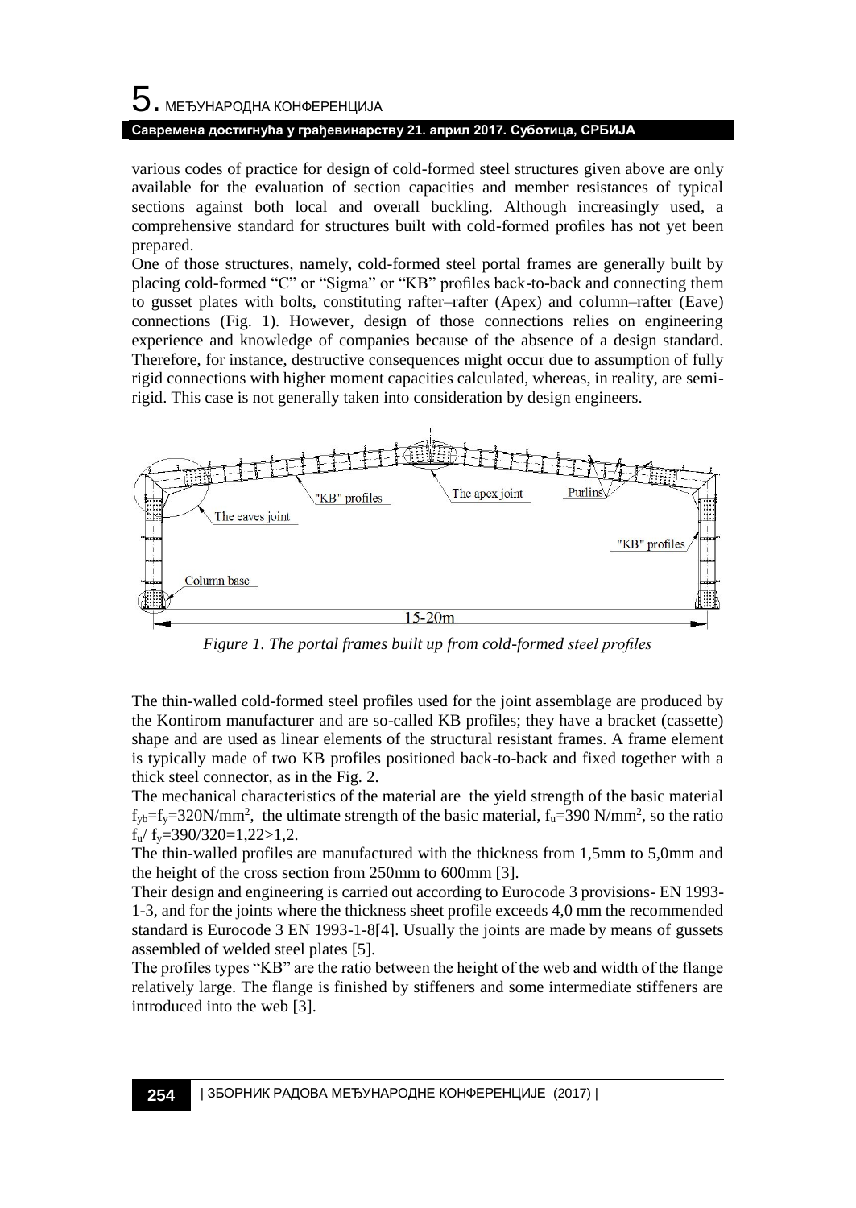various codes of practice for design of cold-formed steel structures given above are only available for the evaluation of section capacities and member resistances of typical sections against both local and overall buckling. Although increasingly used, a comprehensive standard for structures built with cold-formed profiles has not yet been prepared.

One of those structures, namely, cold-formed steel portal frames are generally built by placing cold-formed "C" or "Sigma" or "KB" profiles back-to-back and connecting them to gusset plates with bolts, constituting rafter–rafter (Apex) and column–rafter (Eave) connections (Fig. 1). However, design of those connections relies on engineering experience and knowledge of companies because of the absence of a design standard. Therefore, for instance, destructive consequences might occur due to assumption of fully rigid connections with higher moment capacities calculated, whereas, in reality, are semi-rigid. This case is not generally taken into consideration by design engineers.

*Figure 1. The portal frames built up from cold-formed steel profiles*

The thin-walled cold-formed steel profiles used for the joint assemblage are produced by the Kontirom manufacturer and are so-called KB profiles; they have a bracket (cassette) shape and are used as linear elements of the structural resistant frames. A frame element is typically made of two KB profiles positioned back-to-back and fixed together with a thick steel connector, as in the Fig. 2.

The mechanical characteristics of the material are the yield strength of the basic material $f_{yb}=f_y=320N/mm^2$, the ultimate strength of the basic material, $f_u=390$ N/mm$^2$, so the ratio $f_u/f_y=390/320=1,22>1,2$.

The thin-walled profiles are manufactured with the thickness from 1,5mm to 5,0mm and the height of the cross section from 250mm to 600mm [3].

Their design and engineering is carried out according to Eurocode 3 provisions- EN 1993-1-3, and for the joints where the thickness sheet profile exceeds 4,0 mm the recommended standard is Eurocode 3 EN 1993-1-8[4]. Usually the joints are made by means of gussets assembled of welded steel plates [5].

The profiles types "KB" are the ratio between the height of the web and width of the flange relatively large. The flange is finished by stiffeners and some intermediate stiffeners are introduced into the web [3].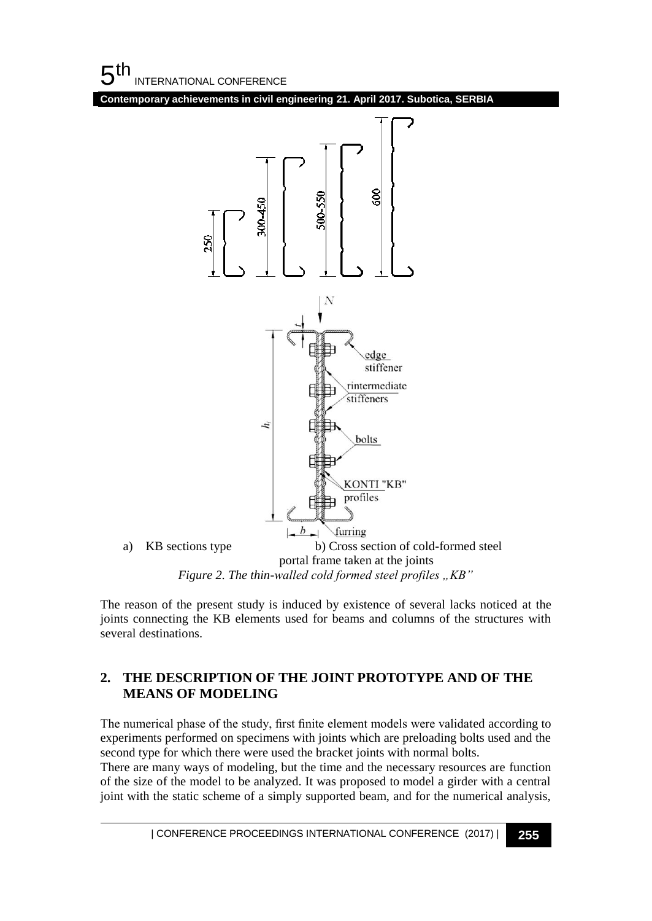a) KB sections type b) Cross section of cold-formed steel portal frame taken at the joints

*Figure 2. The thin-walled cold formed steel profiles „KB"*

The reason of the present study is induced by existence of several lacks noticed at the joints connecting the KB elements used for beams and columns of the structures with several destinations.

## 2. THE DESCRIPTION OF THE JOINT PROTOTYPE AND OF THE MEANS OF MODELING

The numerical phase of the study, first finite element models were validated according to experiments performed on specimens with joints which are preloading bolts used and the second type for which there were used the bracket joints with normal bolts.

There are many ways of modeling, but the time and the necessary resources are function of the size of the model to be analyzed. It was proposed to model a girder with a central joint with the static scheme of a simply supported beam, and for the numerical analysis,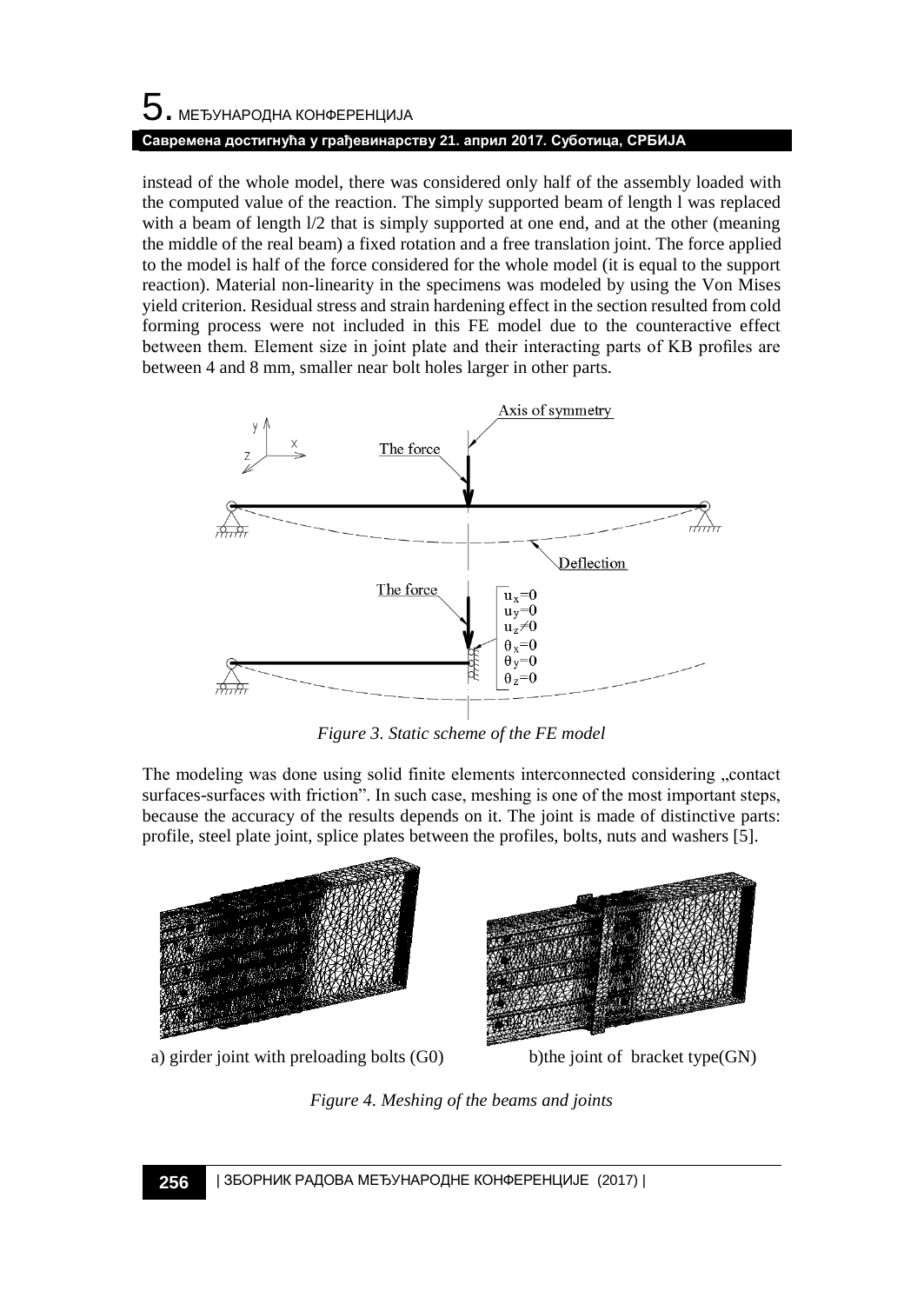instead of the whole model, there was considered only half of the assembly loaded with the computed value of the reaction. The simply supported beam of length l was replaced with a beam of length l/2 that is simply supported at one end, and at the other (meaning the middle of the real beam) a fixed rotation and a free translation joint. The force applied to the model is half of the force considered for the whole model (it is equal to the support reaction). Material non-linearity in the specimens was modeled by using the Von Mises yield criterion. Residual stress and strain hardening effect in the section resulted from cold forming process were not included in this FE model due to the counteractive effect between them. Element size in joint plate and their interacting parts of KB profiles are between 4 and 8 mm, smaller near bolt holes larger in other parts.

*Figure 3. Static scheme of the FE model*

The modeling was done using solid finite elements interconnected considering „contact surfaces-surfaces with friction". In such case, meshing is one of the most important steps, because the accuracy of the results depends on it. The joint is made of distinctive parts: profile, steel plate joint, splice plates between the profiles, bolts, nuts and washers [5].

a) girder joint with preloading bolts (G0) b)the joint of bracket type(GN)

*Figure 4. Meshing of the beams and joints*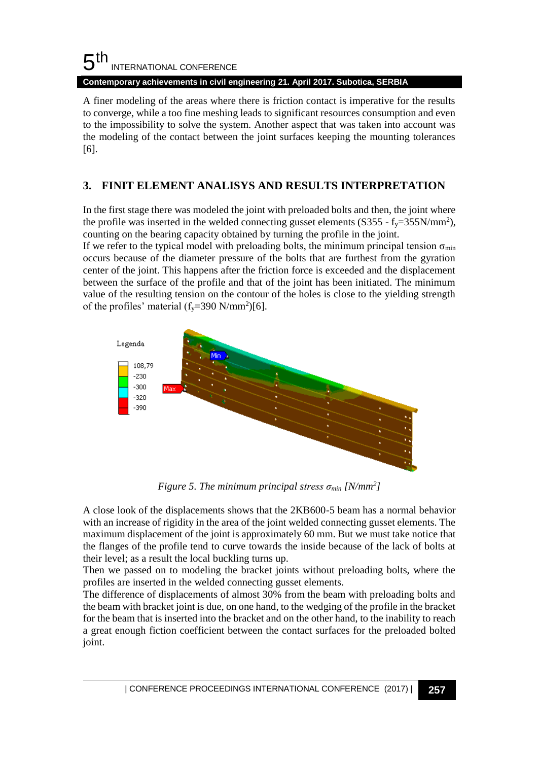A finer modeling of the areas where there is friction contact is imperative for the results to converge, while a too fine meshing leads to significant resources consumption and even to the impossibility to solve the system. Another aspect that was taken into account was the modeling of the contact between the joint surfaces keeping the mounting tolerances [6].

## 3. FINIT ELEMENT ANALISYS AND RESULTS INTERPRETATION

In the first stage there was modeled the joint with preloaded bolts and then, the joint where the profile was inserted in the welded connecting gusset elements (S355 - $f_y$=355N/mm$^2$), counting on the bearing capacity obtained by turning the profile in the joint.
If we refer to the typical model with preloading bolts, the minimum principal tension $\sigma_{min}$ occurs because of the diameter pressure of the bolts that are furthest from the gyration center of the joint. This happens after the friction force is exceeded and the displacement between the surface of the profile and that of the joint has been initiated. The minimum value of the resulting tension on the contour of the holes is close to the yielding strength of the profiles' material ($f_y$=390 N/mm$^2$)[6].

*Figure 5. The minimum principal stress $\sigma_{min}$ [N/mm$^2$]*

A close look of the displacements shows that the 2KB600-5 beam has a normal behavior with an increase of rigidity in the area of the joint welded connecting gusset elements. The maximum displacement of the joint is approximately 60 mm. But we must take notice that the flanges of the profile tend to curve towards the inside because of the lack of bolts at their level; as a result the local buckling turns up.
Then we passed on to modeling the bracket joints without preloading bolts, where the profiles are inserted in the welded connecting gusset elements.
The difference of displacements of almost 30% from the beam with preloading bolts and the beam with bracket joint is due, on one hand, to the wedging of the profile in the bracket for the beam that is inserted into the bracket and on the other hand, to the inability to reach a great enough fiction coefficient between the contact surfaces for the preloaded bolted joint.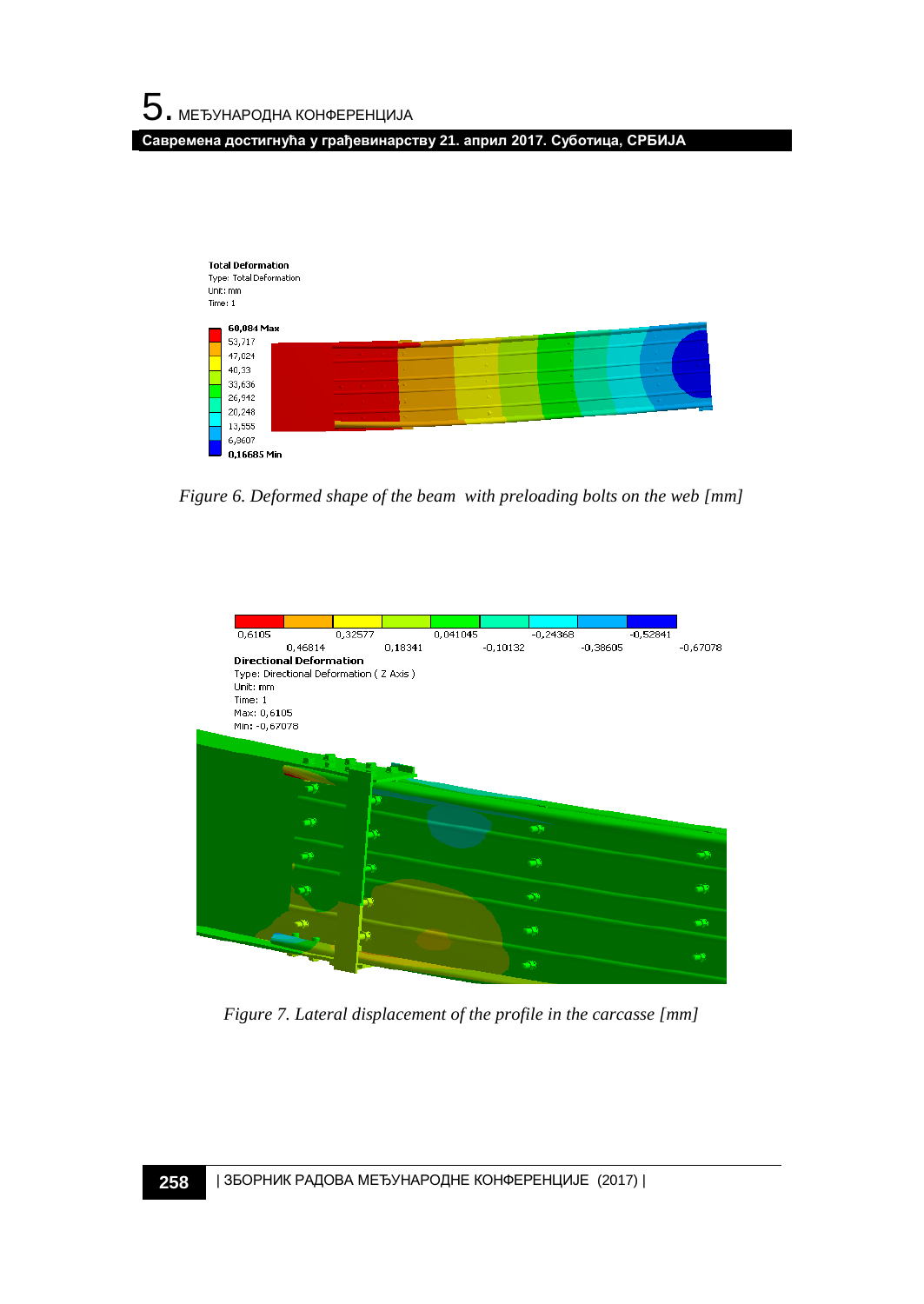*Figure 6. Deformed shape of the beam  with preloading bolts on the web [mm]*

*Figure 7. Lateral displacement of the profile in the carcasse [mm]*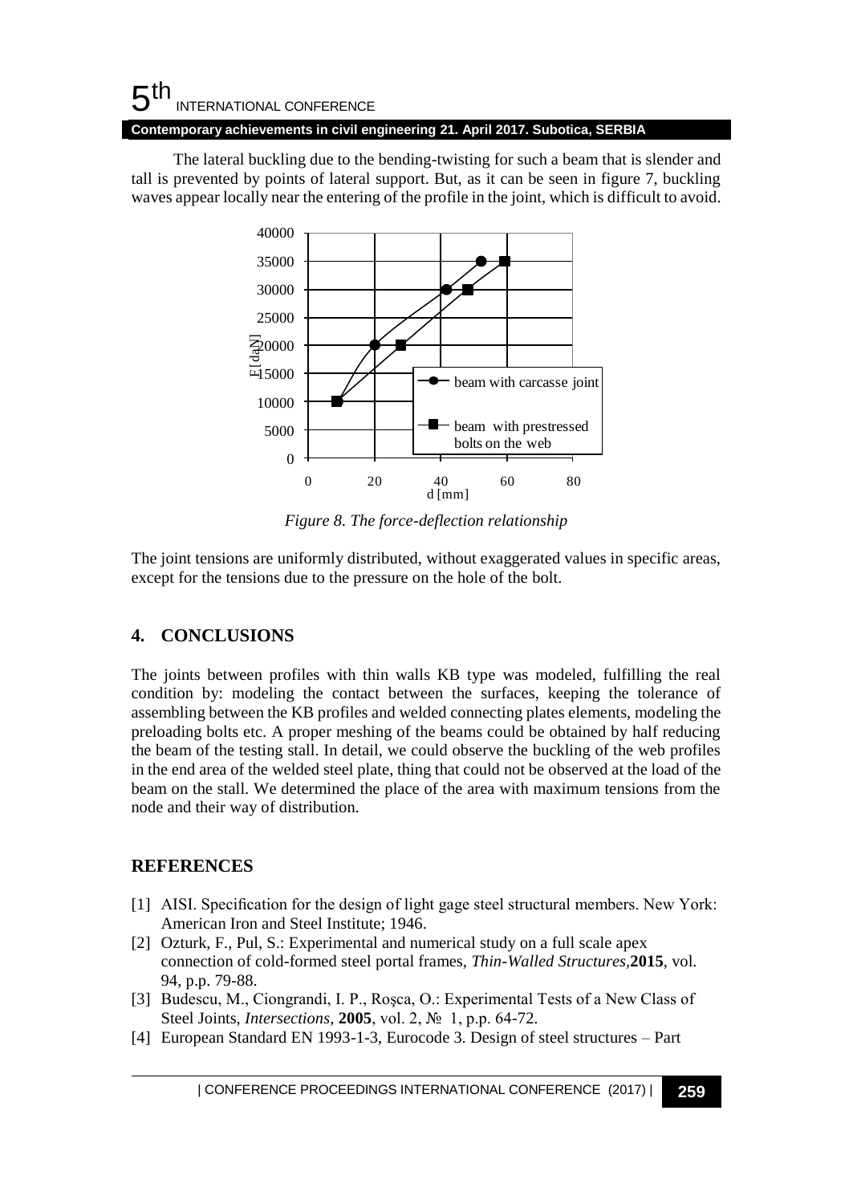The lateral buckling due to the bending-twisting for such a beam that is slender and tall is prevented by points of lateral support. But, as it can be seen in figure 7, buckling waves appear locally near the entering of the profile in the joint, which is difficult to avoid.

*Figure 8. The force-deflection relationship*

The joint tensions are uniformly distributed, without exaggerated values in specific areas, except for the tensions due to the pressure on the hole of the bolt.

## 4. CONCLUSIONS

The joints between profiles with thin walls KB type was modeled, fulfilling the real condition by: modeling the contact between the surfaces, keeping the tolerance of assembling between the KB profiles and welded connecting plates elements, modeling the preloading bolts etc. A proper meshing of the beams could be obtained by half reducing the beam of the testing stall. In detail, we could observe the buckling of the web profiles in the end area of the welded steel plate, thing that could not be observed at the load of the beam on the stall. We determined the place of the area with maximum tensions from the node and their way of distribution.

## REFERENCES

[1] AISI. Specification for the design of light gage steel structural members. New York: American Iron and Steel Institute; 1946.

[2] Ozturk, F., Pul, S.: Experimental and numerical study on a full scale apex connection of cold-formed steel portal frames, *Thin-Walled Structures*,**2015**, vol. 94, p.p. 79-88.

[3] Budescu, M., Ciongrandi, I. P., Roşca, O.: Experimental Tests of a New Class of Steel Joints, *Intersections*, **2005**, vol. 2, № 1, p.p. 64-72.

[4] European Standard EN 1993-1-3, Eurocode 3. Design of steel structures – Part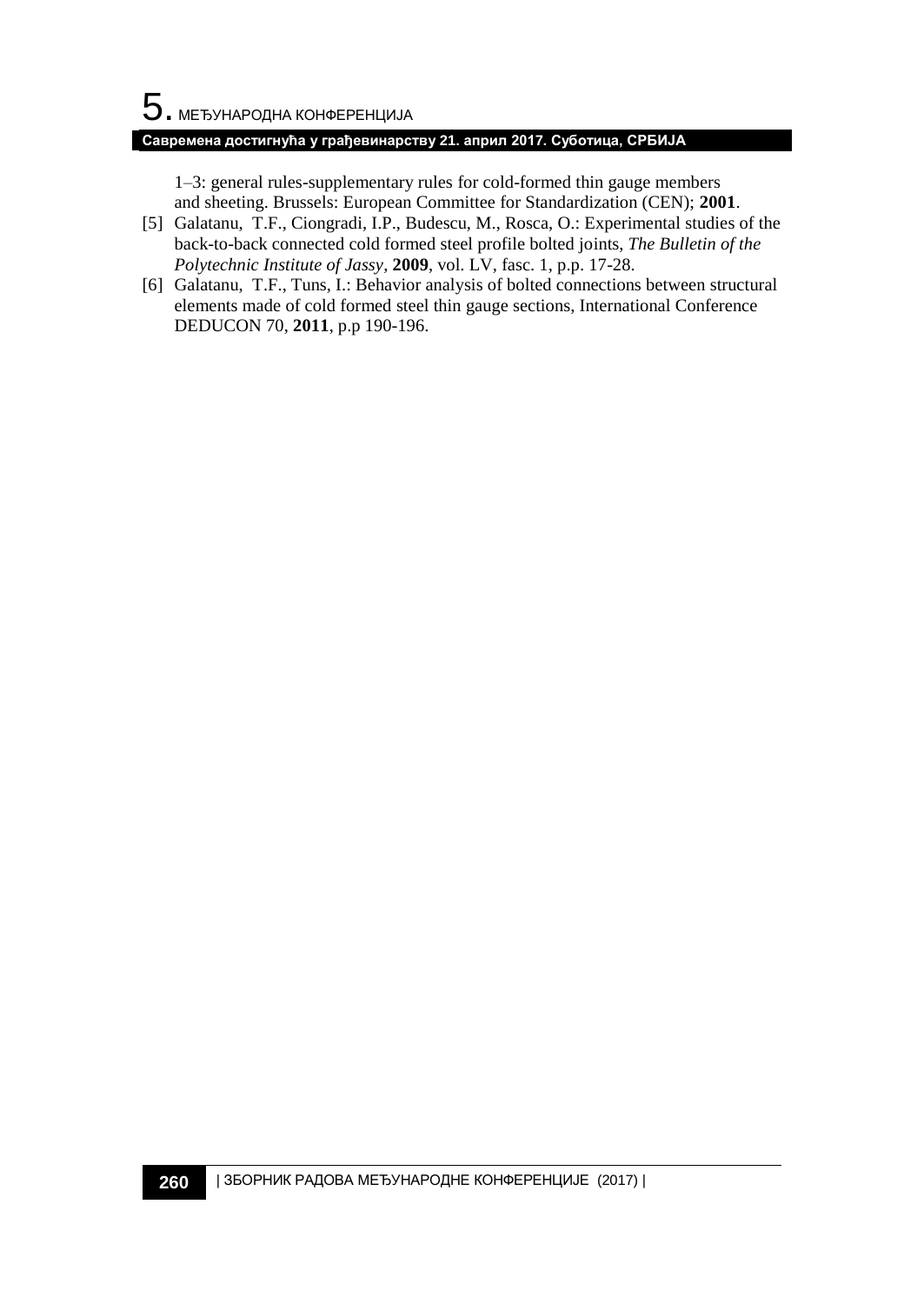1–3: general rules-supplementary rules for cold-formed thin gauge members and sheeting. Brussels: European Committee for Standardization (CEN); **2001**.

[5] Galatanu, T.F., Ciongradi, I.P., Budescu, M., Rosca, O.: Experimental studies of the back-to-back connected cold formed steel profile bolted joints, *The Bulletin of the Polytechnic Institute of Jassy*, **2009**, vol. LV, fasc. 1, p.p. 17-28.

[6] Galatanu, T.F., Tuns, I.: Behavior analysis of bolted connections between structural elements made of cold formed steel thin gauge sections, International Conference DEDUCON 70, **2011**, p.p 190-196.